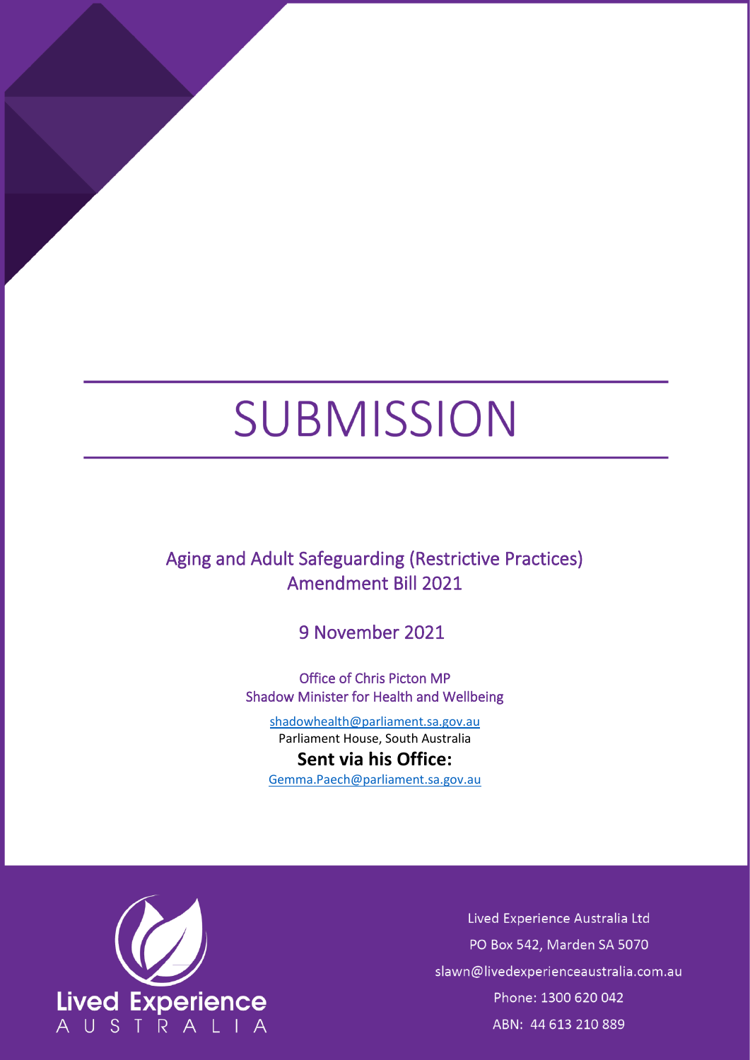# SUBMISSION

## Aging and Adult Safeguarding (Restrictive Practices) Amendment Bill 2021

9 November 2021

Office of Chris Picton MP
Shadow Minister for Health and Wellbeing

shadowhealth@parliament.sa.gov.au
Parliament House, South Australia

**Sent via his Office:**
Gemma.Paech@parliament.sa.gov.au

Lived Experience Australia

Lived Experience Australia Ltd
PO Box 542, Marden SA 5070
slawn@livedexperienceaustralia.com.au
Phone: 1300 620 042
ABN: 44 613 210 889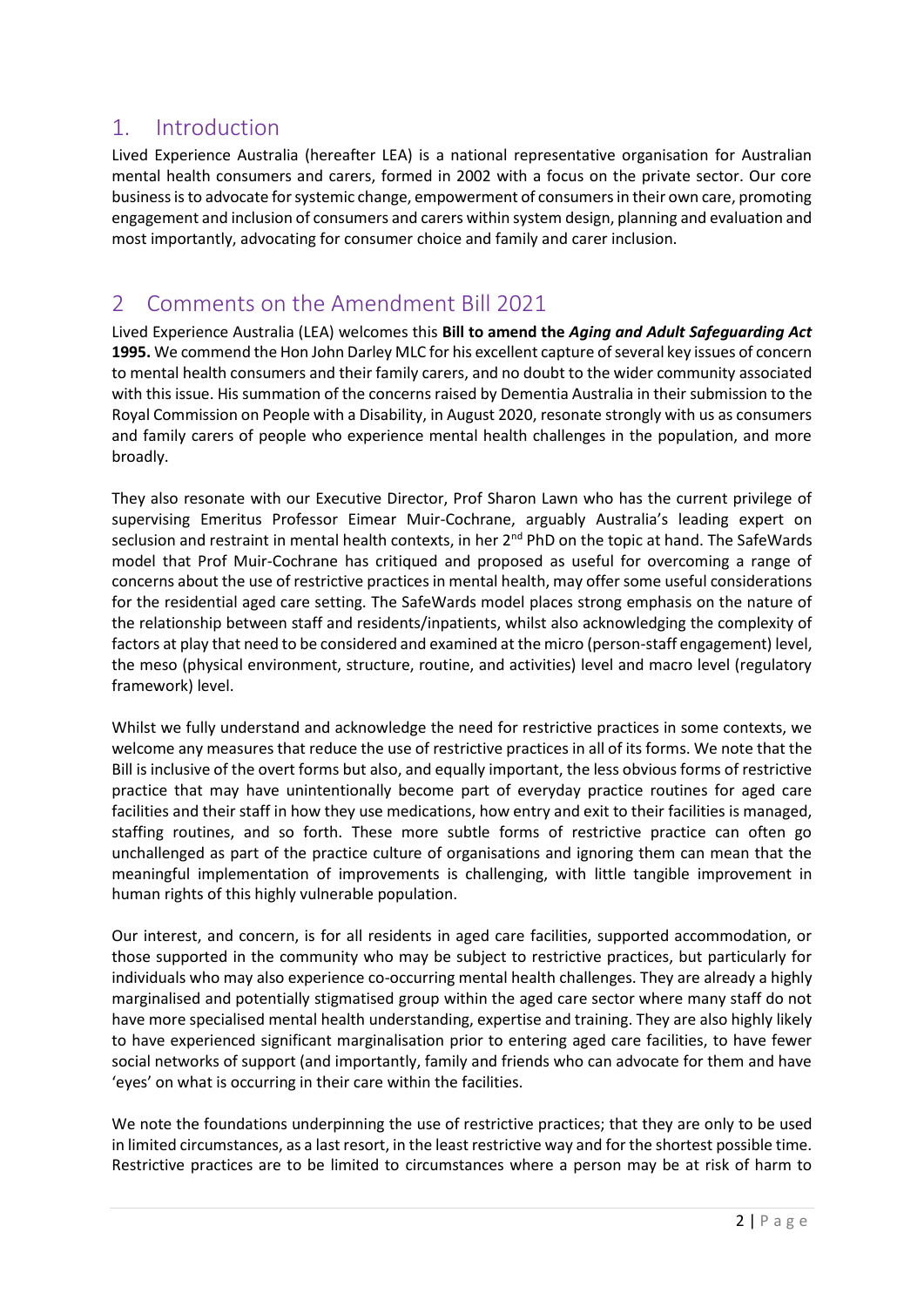## 1. Introduction

Lived Experience Australia (hereafter LEA) is a national representative organisation for Australian mental health consumers and carers, formed in 2002 with a focus on the private sector. Our core business is to advocate for systemic change, empowerment of consumers in their own care, promoting engagement and inclusion of consumers and carers within system design, planning and evaluation and most importantly, advocating for consumer choice and family and carer inclusion.

## 2 Comments on the Amendment Bill 2021

Lived Experience Australia (LEA) welcomes this **Bill to amend the *Aging and Adult Safeguarding Act* 1995.** We commend the Hon John Darley MLC for his excellent capture of several key issues of concern to mental health consumers and their family carers, and no doubt to the wider community associated with this issue. His summation of the concerns raised by Dementia Australia in their submission to the Royal Commission on People with a Disability, in August 2020, resonate strongly with us as consumers and family carers of people who experience mental health challenges in the population, and more broadly.

They also resonate with our Executive Director, Prof Sharon Lawn who has the current privilege of supervising Emeritus Professor Eimear Muir-Cochrane, arguably Australia's leading expert on seclusion and restraint in mental health contexts, in her 2nd PhD on the topic at hand. The SafeWards model that Prof Muir-Cochrane has critiqued and proposed as useful for overcoming a range of concerns about the use of restrictive practices in mental health, may offer some useful considerations for the residential aged care setting. The SafeWards model places strong emphasis on the nature of the relationship between staff and residents/inpatients, whilst also acknowledging the complexity of factors at play that need to be considered and examined at the micro (person-staff engagement) level, the meso (physical environment, structure, routine, and activities) level and macro level (regulatory framework) level.

Whilst we fully understand and acknowledge the need for restrictive practices in some contexts, we welcome any measures that reduce the use of restrictive practices in all of its forms. We note that the Bill is inclusive of the overt forms but also, and equally important, the less obvious forms of restrictive practice that may have unintentionally become part of everyday practice routines for aged care facilities and their staff in how they use medications, how entry and exit to their facilities is managed, staffing routines, and so forth. These more subtle forms of restrictive practice can often go unchallenged as part of the practice culture of organisations and ignoring them can mean that the meaningful implementation of improvements is challenging, with little tangible improvement in human rights of this highly vulnerable population.

Our interest, and concern, is for all residents in aged care facilities, supported accommodation, or those supported in the community who may be subject to restrictive practices, but particularly for individuals who may also experience co-occurring mental health challenges. They are already a highly marginalised and potentially stigmatised group within the aged care sector where many staff do not have more specialised mental health understanding, expertise and training. They are also highly likely to have experienced significant marginalisation prior to entering aged care facilities, to have fewer social networks of support (and importantly, family and friends who can advocate for them and have 'eyes' on what is occurring in their care within the facilities.

We note the foundations underpinning the use of restrictive practices; that they are only to be used in limited circumstances, as a last resort, in the least restrictive way and for the shortest possible time. Restrictive practices are to be limited to circumstances where a person may be at risk of harm to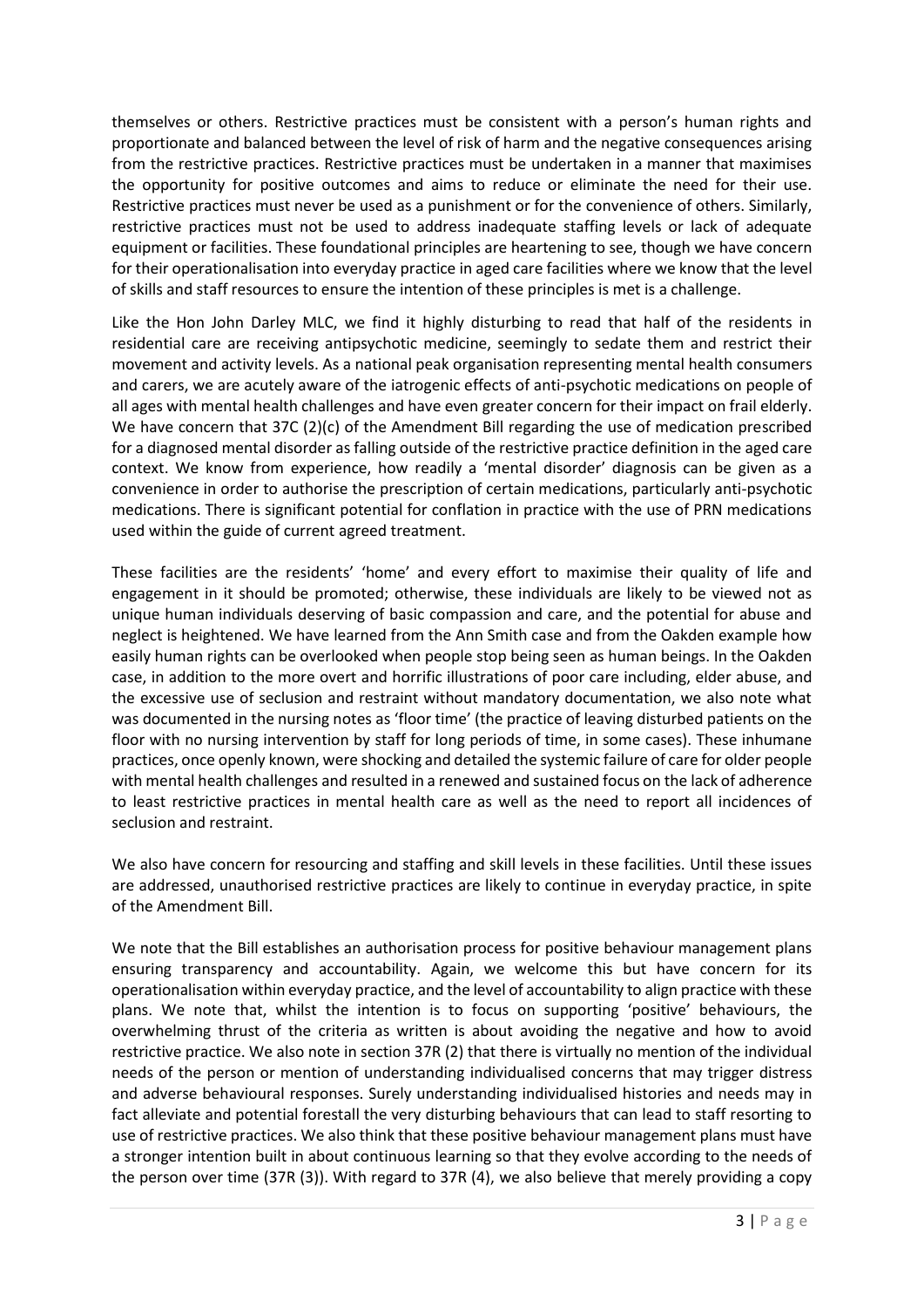themselves or others. Restrictive practices must be consistent with a person's human rights and proportionate and balanced between the level of risk of harm and the negative consequences arising from the restrictive practices. Restrictive practices must be undertaken in a manner that maximises the opportunity for positive outcomes and aims to reduce or eliminate the need for their use. Restrictive practices must never be used as a punishment or for the convenience of others. Similarly, restrictive practices must not be used to address inadequate staffing levels or lack of adequate equipment or facilities. These foundational principles are heartening to see, though we have concern for their operationalisation into everyday practice in aged care facilities where we know that the level of skills and staff resources to ensure the intention of these principles is met is a challenge.

Like the Hon John Darley MLC, we find it highly disturbing to read that half of the residents in residential care are receiving antipsychotic medicine, seemingly to sedate them and restrict their movement and activity levels. As a national peak organisation representing mental health consumers and carers, we are acutely aware of the iatrogenic effects of anti-psychotic medications on people of all ages with mental health challenges and have even greater concern for their impact on frail elderly. We have concern that 37C (2)(c) of the Amendment Bill regarding the use of medication prescribed for a diagnosed mental disorder as falling outside of the restrictive practice definition in the aged care context. We know from experience, how readily a 'mental disorder' diagnosis can be given as a convenience in order to authorise the prescription of certain medications, particularly anti-psychotic medications. There is significant potential for conflation in practice with the use of PRN medications used within the guide of current agreed treatment.

These facilities are the residents' 'home' and every effort to maximise their quality of life and engagement in it should be promoted; otherwise, these individuals are likely to be viewed not as unique human individuals deserving of basic compassion and care, and the potential for abuse and neglect is heightened. We have learned from the Ann Smith case and from the Oakden example how easily human rights can be overlooked when people stop being seen as human beings. In the Oakden case, in addition to the more overt and horrific illustrations of poor care including, elder abuse, and the excessive use of seclusion and restraint without mandatory documentation, we also note what was documented in the nursing notes as 'floor time' (the practice of leaving disturbed patients on the floor with no nursing intervention by staff for long periods of time, in some cases). These inhumane practices, once openly known, were shocking and detailed the systemic failure of care for older people with mental health challenges and resulted in a renewed and sustained focus on the lack of adherence to least restrictive practices in mental health care as well as the need to report all incidences of seclusion and restraint.

We also have concern for resourcing and staffing and skill levels in these facilities. Until these issues are addressed, unauthorised restrictive practices are likely to continue in everyday practice, in spite of the Amendment Bill.

We note that the Bill establishes an authorisation process for positive behaviour management plans ensuring transparency and accountability. Again, we welcome this but have concern for its operationalisation within everyday practice, and the level of accountability to align practice with these plans. We note that, whilst the intention is to focus on supporting 'positive' behaviours, the overwhelming thrust of the criteria as written is about avoiding the negative and how to avoid restrictive practice. We also note in section 37R (2) that there is virtually no mention of the individual needs of the person or mention of understanding individualised concerns that may trigger distress and adverse behavioural responses. Surely understanding individualised histories and needs may in fact alleviate and potential forestall the very disturbing behaviours that can lead to staff resorting to use of restrictive practices. We also think that these positive behaviour management plans must have a stronger intention built in about continuous learning so that they evolve according to the needs of the person over time (37R (3)). With regard to 37R (4), we also believe that merely providing a copy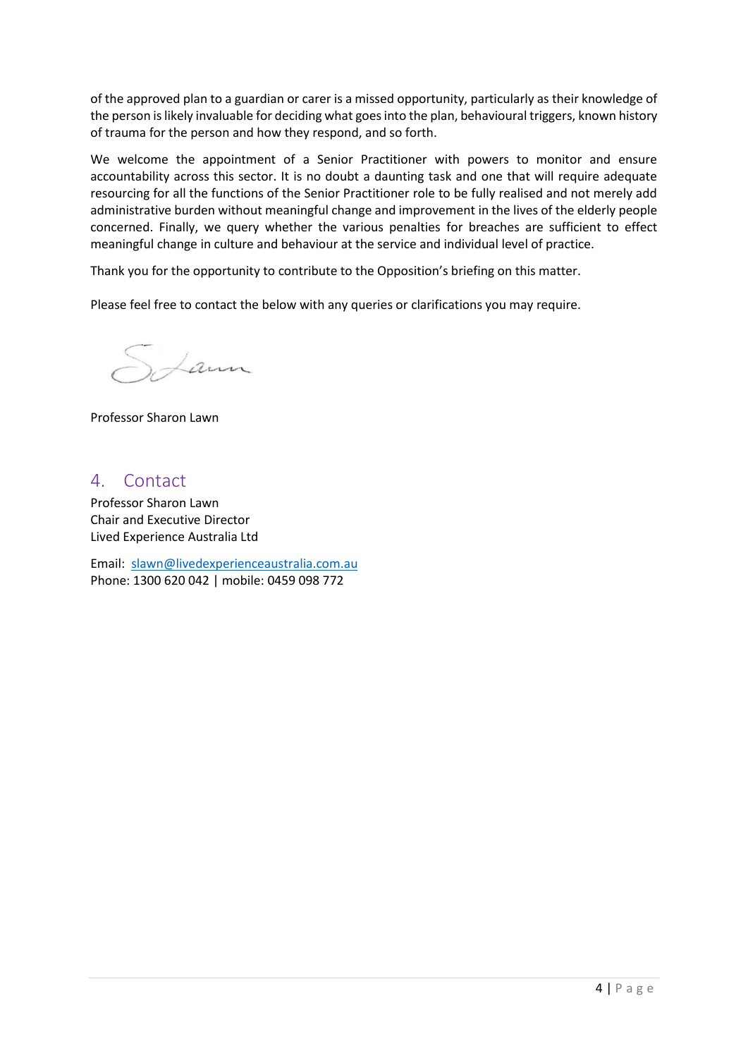of the approved plan to a guardian or carer is a missed opportunity, particularly as their knowledge of the person is likely invaluable for deciding what goes into the plan, behavioural triggers, known history of trauma for the person and how they respond, and so forth.

We welcome the appointment of a Senior Practitioner with powers to monitor and ensure accountability across this sector. It is no doubt a daunting task and one that will require adequate resourcing for all the functions of the Senior Practitioner role to be fully realised and not merely add administrative burden without meaningful change and improvement in the lives of the elderly people concerned. Finally, we query whether the various penalties for breaches are sufficient to effect meaningful change in culture and behaviour at the service and individual level of practice.

Thank you for the opportunity to contribute to the Opposition's briefing on this matter.

Please feel free to contact the below with any queries or clarifications you may require.

Professor Sharon Lawn

## 4. Contact

Professor Sharon Lawn
Chair and Executive Director
Lived Experience Australia Ltd

Email: slawn@livedexperienceaustralia.com.au
Phone: 1300 620 042 | mobile: 0459 098 772